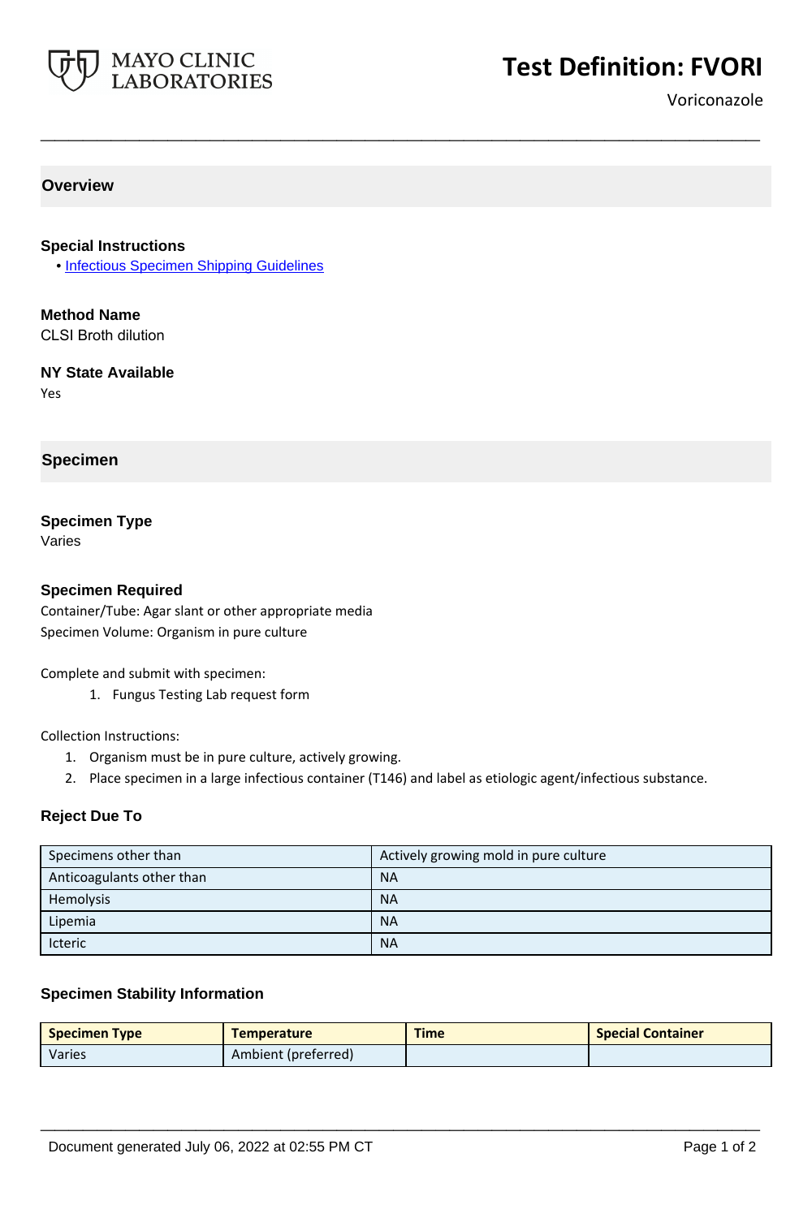MAYO CLINIC LABORATORIES

# Test Definition: FVORI

Voriconazole

## Overview

### Special Instructions

- [Infectious Specimen Shipping Guidelines]

### Method Name

CLSI Broth dilution

### NY State Available

Yes

## Specimen

### Specimen Type

Varies

### Specimen Required

Container/Tube: Agar slant or other appropriate media

Specimen Volume: Organism in pure culture

Complete and submit with specimen:

1. Fungus Testing Lab request form

Collection Instructions:

1. Organism must be in pure culture, actively growing.
2. Place specimen in a large infectious container (T146) and label as etiologic agent/infectious substance.

### Reject Due To

| Specimens other than | Actively growing mold in pure culture |
|---|---|
| Anticoagulants other than | NA |
| Hemolysis | NA |
| Lipemia | NA |
| Icteric | NA |

### Specimen Stability Information

| Specimen Type | Temperature | Time | Special Container |
|---|---|---|---|
| Varies | Ambient (preferred) | | |

Document generated July 06, 2022 at 02:55 PM CT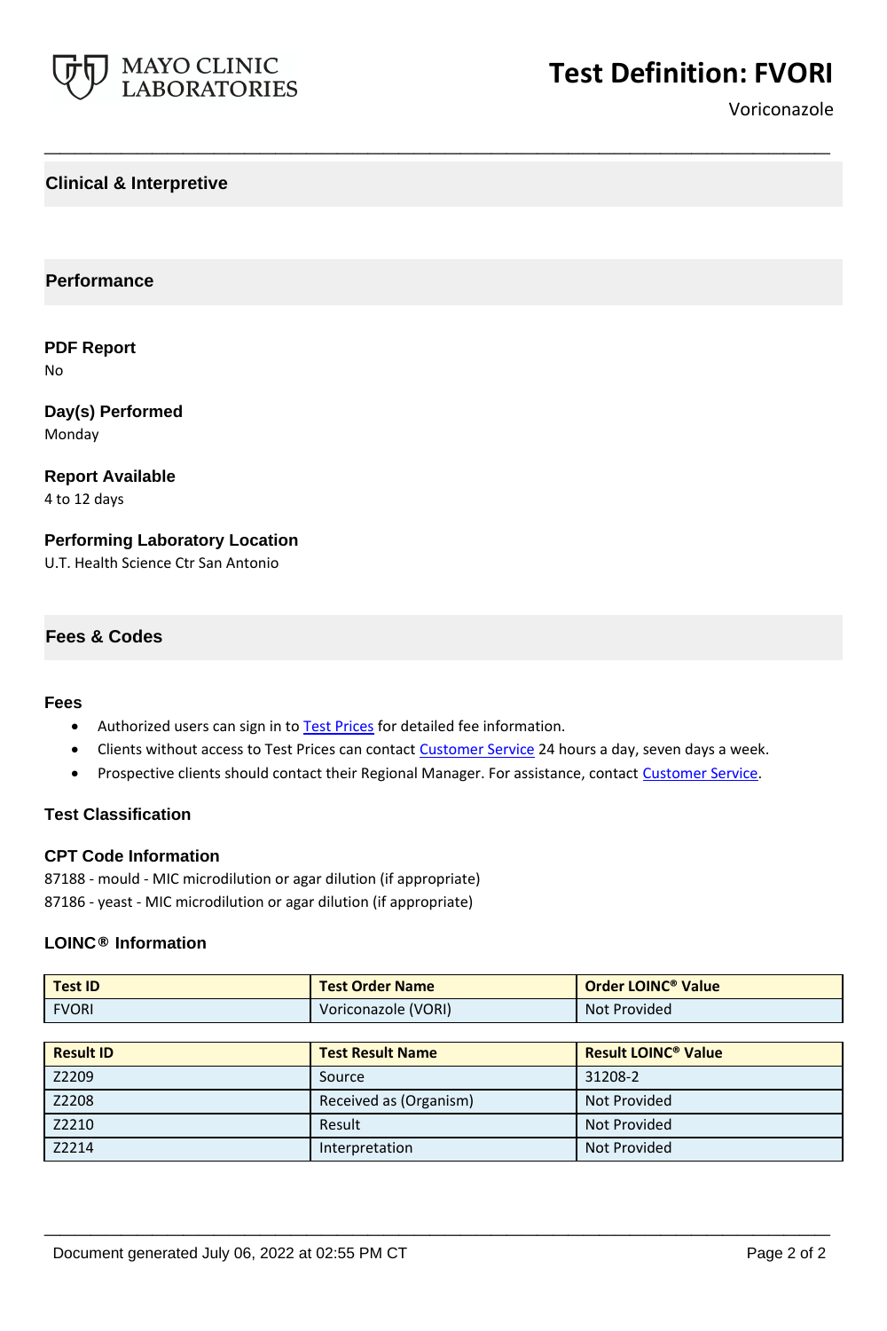## Clinical & Interpretive

## Performance

### PDF Report

No

### Day(s) Performed

Monday

### Report Available

4 to 12 days

### Performing Laboratory Location

U.T. Health Science Ctr San Antonio

## Fees & Codes

### Fees

- Authorized users can sign in to Test Prices for detailed fee information.
- Clients without access to Test Prices can contact Customer Service 24 hours a day, seven days a week.
- Prospective clients should contact their Regional Manager. For assistance, contact Customer Service.

### Test Classification

### CPT Code Information

87188 - mould - MIC microdilution or agar dilution (if appropriate)
87186 - yeast - MIC microdilution or agar dilution (if appropriate)

### LOINC® Information

| Test ID | Test Order Name | Order LOINC® Value |
|---|---|---|
| FVORI | Voriconazole (VORI) | Not Provided |

| Result ID | Test Result Name | Result LOINC® Value |
|---|---|---|
| Z2209 | Source | 31208-2 |
| Z2208 | Received as (Organism) | Not Provided |
| Z2210 | Result | Not Provided |
| Z2214 | Interpretation | Not Provided |